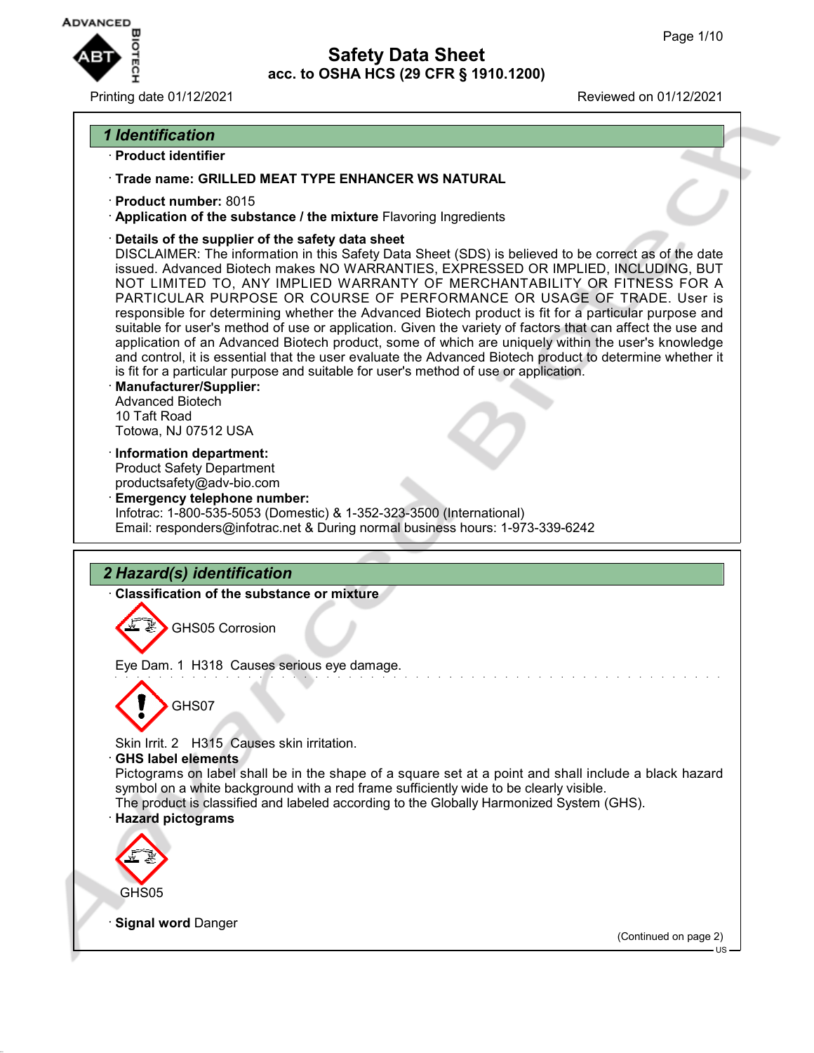# Safety Data Sheet

## acc. to OSHA HCS (29 CFR § 1910.1200)

Printing date 01/12/2021 Reviewed on 01/12/2021

## 1 Identification

· **Product identifier**

· **Trade name: GRILLED MEAT TYPE ENHANCER WS NATURAL**

· **Product number:** 8015

· **Application of the substance / the mixture** Flavoring Ingredients

· **Details of the supplier of the safety data sheet**
DISCLAIMER: The information in this Safety Data Sheet (SDS) is believed to be correct as of the date issued. Advanced Biotech makes NO WARRANTIES, EXPRESSED OR IMPLIED, INCLUDING, BUT NOT LIMITED TO, ANY IMPLIED WARRANTY OF MERCHANTABILITY OR FITNESS FOR A PARTICULAR PURPOSE OR COURSE OF PERFORMANCE OR USAGE OF TRADE. User is responsible for determining whether the Advanced Biotech product is fit for a particular purpose and suitable for user's method of use or application. Given the variety of factors that can affect the use and application of an Advanced Biotech product, some of which are uniquely within the user's knowledge and control, it is essential that the user evaluate the Advanced Biotech product to determine whether it is fit for a particular purpose and suitable for user's method of use or application.

· **Manufacturer/Supplier:**
Advanced Biotech
10 Taft Road
Totowa, NJ 07512 USA

· **Information department:**
Product Safety Department
productsafety@adv-bio.com

· **Emergency telephone number:**
Infotrac: 1-800-535-5053 (Domestic) & 1-352-323-3500 (International)
Email: responders@infotrac.net & During normal business hours: 1-973-339-6242

## 2 Hazard(s) identification

· **Classification of the substance or mixture**

GHS05 Corrosion

Eye Dam. 1 H318 Causes serious eye damage.

GHS07

Skin Irrit. 2 H315 Causes skin irritation.

· **GHS label elements**
Pictograms on label shall be in the shape of a square set at a point and shall include a black hazard symbol on a white background with a red frame sufficiently wide to be clearly visible.
The product is classified and labeled according to the Globally Harmonized System (GHS).

· **Hazard pictograms**

GHS05

· **Signal word** Danger

(Continued on page 2)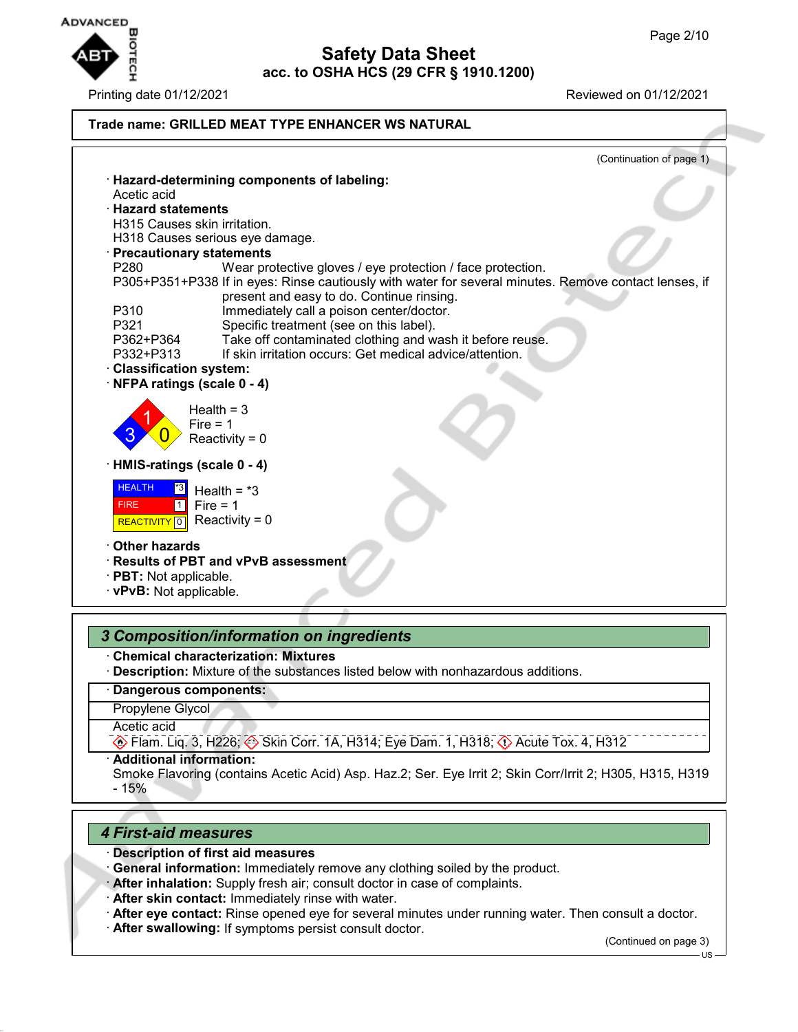**Trade name: GRILLED MEAT TYPE ENHANCER WS NATURAL**

(Continuation of page 1)

· **Hazard-determining components of labeling:**
Acetic acid

· **Hazard statements**
H315 Causes skin irritation.
H318 Causes serious eye damage.

· **Precautionary statements**

| | |
|---|---|
| P280 | Wear protective gloves / eye protection / face protection. |
| P305+P351+P338 | If in eyes: Rinse cautiously with water for several minutes. Remove contact lenses, if present and easy to do. Continue rinsing. |
| P310 | Immediately call a poison center/doctor. |
| P321 | Specific treatment (see on this label). |
| P362+P364 | Take off contaminated clothing and wash it before reuse. |
| P332+P313 | If skin irritation occurs: Get medical advice/attention. |

· **Classification system:**

· **NFPA ratings (scale 0 - 4)**

Health = 3
Fire = 1
Reactivity = 0

· **HMIS-ratings (scale 0 - 4)**

| | |
|---|---|
| HEALTH | *3 |
| FIRE | 1 |
| REACTIVITY | 0 |

Health = *3
Fire = 1
Reactivity = 0

· **Other hazards**
· **Results of PBT and vPvB assessment**
· **PBT:** Not applicable.
· **vPvB:** Not applicable.

## 3 Composition/information on ingredients

· **Chemical characterization: Mixtures**
· **Description:** Mixture of the substances listed below with nonhazardous additions.

· **Dangerous components:**

| |
|---|
| Propylene Glycol |
| Acetic acid<br>Flam. Liq. 3, H226; Skin Corr. 1A, H314; Eye Dam. 1, H318; Acute Tox. 4, H312 |

· **Additional information:**
Smoke Flavoring (contains Acetic Acid) Asp. Haz.2; Ser. Eye Irrit 2; Skin Corr/Irrit 2; H305, H315, H319 - 15%

## 4 First-aid measures

· **Description of first aid measures**
· **General information:** Immediately remove any clothing soiled by the product.
· **After inhalation:** Supply fresh air; consult doctor in case of complaints.
· **After skin contact:** Immediately rinse with water.
· **After eye contact:** Rinse opened eye for several minutes under running water. Then consult a doctor.
· **After swallowing:** If symptoms persist consult doctor.

(Continued on page 3)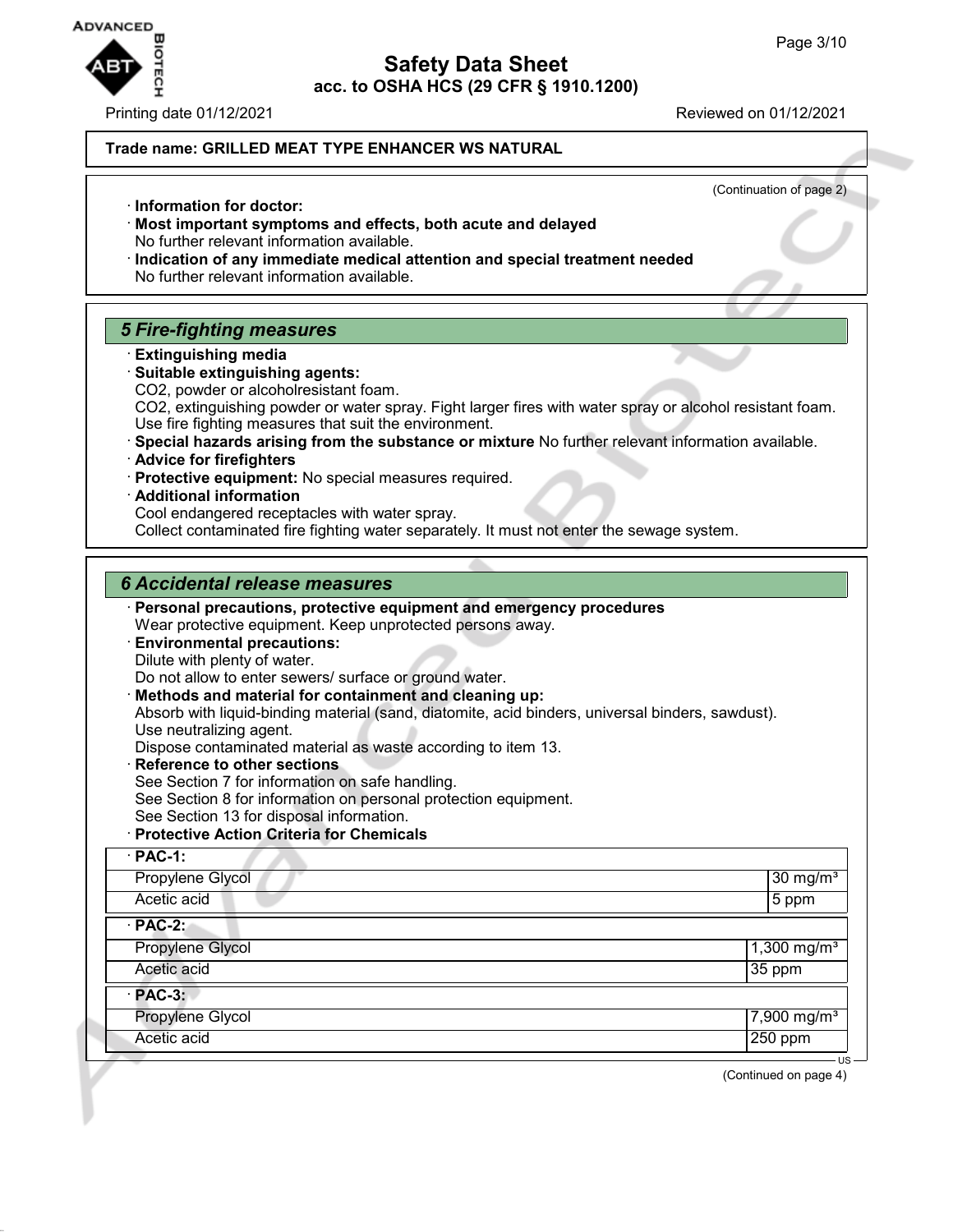**Trade name: GRILLED MEAT TYPE ENHANCER WS NATURAL**

(Continuation of page 2)

· **Information for doctor:**
· **Most important symptoms and effects, both acute and delayed**
No further relevant information available.
· **Indication of any immediate medical attention and special treatment needed**
No further relevant information available.

## *5 Fire-fighting measures*

· **Extinguishing media**
· **Suitable extinguishing agents:**
$CO_2$, powder or alcoholresistant foam.
$CO_2$, extinguishing powder or water spray. Fight larger fires with water spray or alcohol resistant foam.
Use fire fighting measures that suit the environment.
· **Special hazards arising from the substance or mixture** No further relevant information available.
· **Advice for firefighters**
· **Protective equipment:** No special measures required.
· **Additional information**
Cool endangered receptacles with water spray.
Collect contaminated fire fighting water separately. It must not enter the sewage system.

## *6 Accidental release measures*

· **Personal precautions, protective equipment and emergency procedures**
Wear protective equipment. Keep unprotected persons away.
· **Environmental precautions:**
Dilute with plenty of water.
Do not allow to enter sewers/ surface or ground water.
· **Methods and material for containment and cleaning up:**
Absorb with liquid-binding material (sand, diatomite, acid binders, universal binders, sawdust).
Use neutralizing agent.
Dispose contaminated material as waste according to item 13.
· **Reference to other sections**
See Section 7 for information on safe handling.
See Section 8 for information on personal protection equipment.
See Section 13 for disposal information.
· **Protective Action Criteria for Chemicals**

| · **PAC-1:** | |
|---|---|
| Propylene Glycol | 30 mg/m³ |
| Acetic acid | 5 ppm |
| · **PAC-2:** | |
| Propylene Glycol | 1,300 mg/m³ |
| Acetic acid | 35 ppm |
| · **PAC-3:** | |
| Propylene Glycol | 7,900 mg/m³ |
| Acetic acid | 250 ppm |

(Continued on page 4)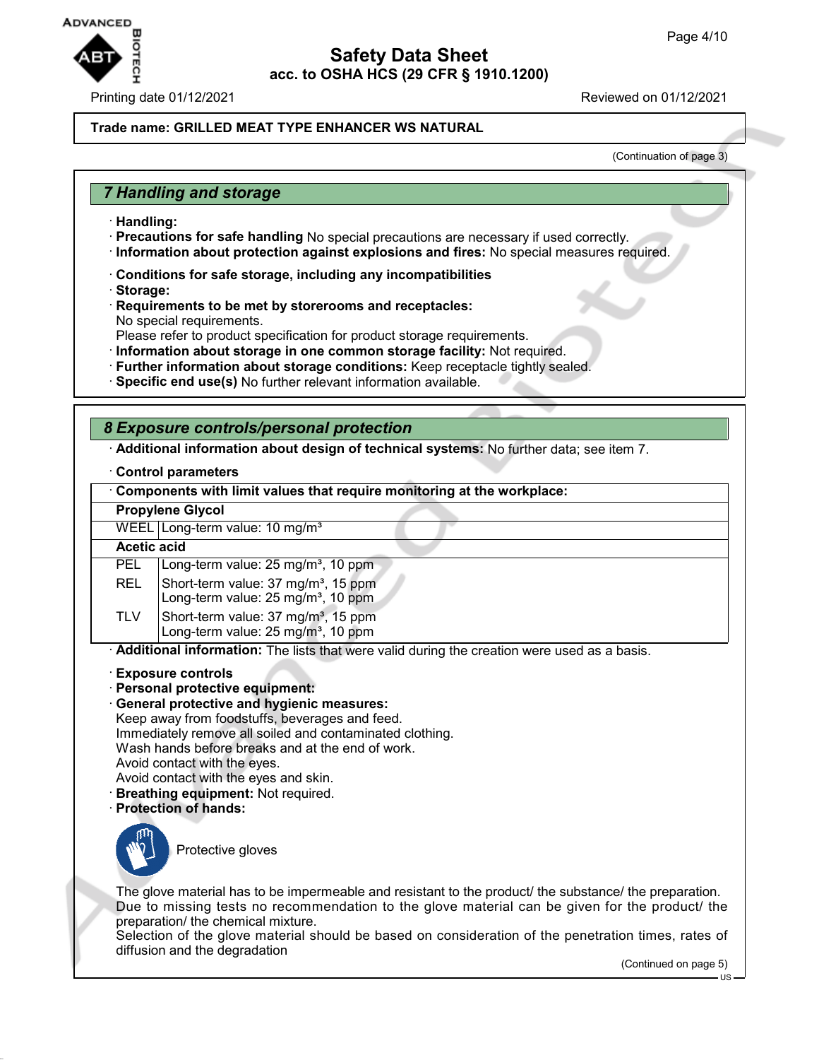Trade name: GRILLED MEAT TYPE ENHANCER WS NATURAL

(Continuation of page 3)

## 7 Handling and storage

· **Handling:**
· **Precautions for safe handling** No special precautions are necessary if used correctly.
· **Information about protection against explosions and fires:** No special measures required.

· **Conditions for safe storage, including any incompatibilities**
· **Storage:**
· **Requirements to be met by storerooms and receptacles:**
No special requirements.
Please refer to product specification for product storage requirements.
· **Information about storage in one common storage facility:** Not required.
· **Further information about storage conditions:** Keep receptacle tightly sealed.
· **Specific end use(s)** No further relevant information available.

## 8 Exposure controls/personal protection

· **Additional information about design of technical systems:** No further data; see item 7.

· **Control parameters**

| · Components with limit values that require monitoring at the workplace: | |
|---|---|
| **Propylene Glycol** | |
| WEEL | Long-term value: 10 mg/m³ |
| **Acetic acid** | |
| PEL | Long-term value: 25 mg/m³, 10 ppm |
| REL | Short-term value: 37 mg/m³, 15 ppm<br>Long-term value: 25 mg/m³, 10 ppm |
| TLV | Short-term value: 37 mg/m³, 15 ppm<br>Long-term value: 25 mg/m³, 10 ppm |

· **Additional information:** The lists that were valid during the creation were used as a basis.

· **Exposure controls**
· **Personal protective equipment:**
· **General protective and hygienic measures:**
Keep away from foodstuffs, beverages and feed.
Immediately remove all soiled and contaminated clothing.
Wash hands before breaks and at the end of work.
Avoid contact with the eyes.
Avoid contact with the eyes and skin.
· **Breathing equipment:** Not required.
· **Protection of hands:**

Protective gloves

The glove material has to be impermeable and resistant to the product/ the substance/ the preparation.
Due to missing tests no recommendation to the glove material can be given for the product/ the preparation/ the chemical mixture.
Selection of the glove material should be based on consideration of the penetration times, rates of diffusion and the degradation

(Continued on page 5)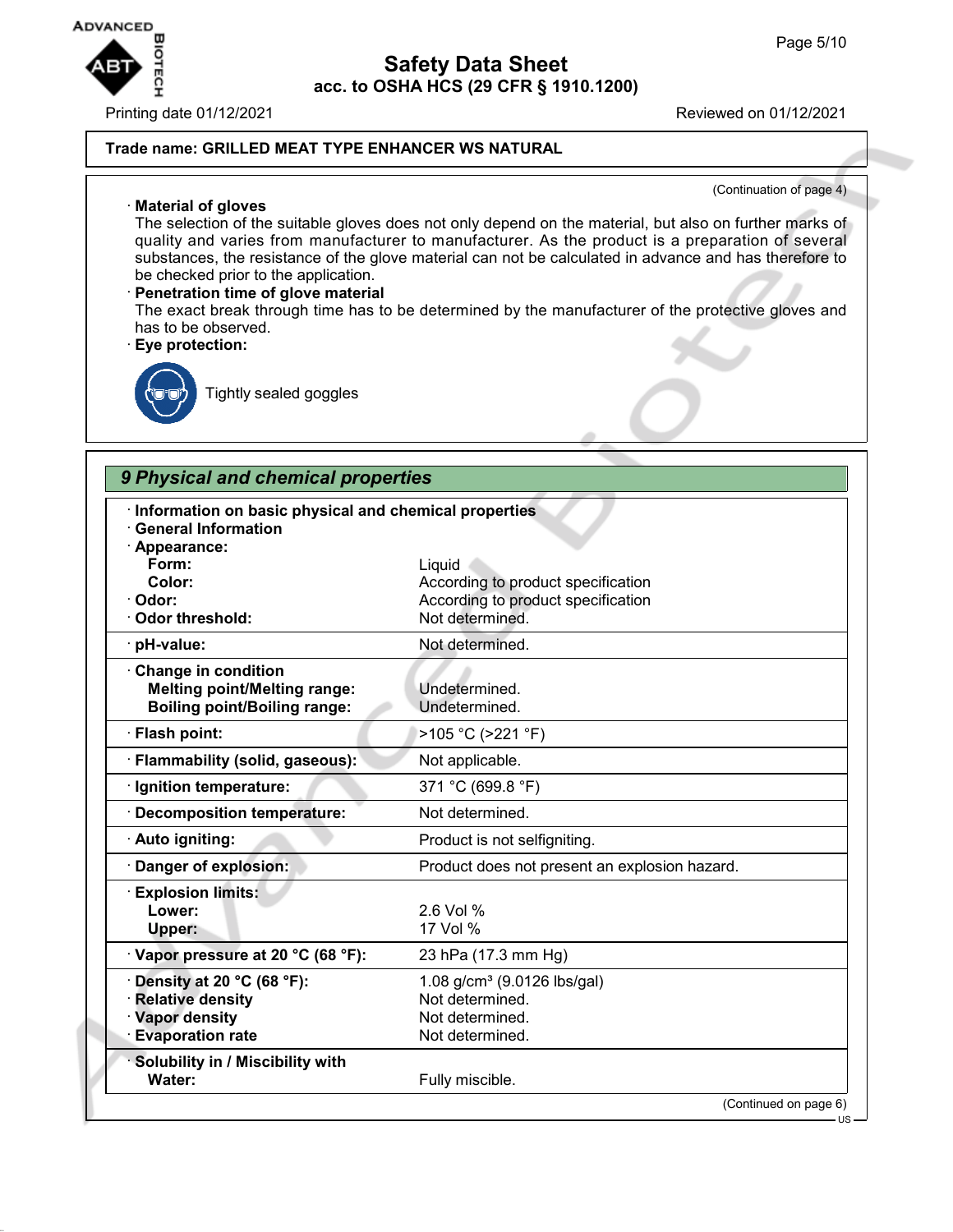Trade name: GRILLED MEAT TYPE ENHANCER WS NATURAL

(Continuation of page 4)

· **Material of gloves**
The selection of the suitable gloves does not only depend on the material, but also on further marks of quality and varies from manufacturer to manufacturer. As the product is a preparation of several substances, the resistance of the glove material can not be calculated in advance and has therefore to be checked prior to the application.

· **Penetration time of glove material**
The exact break through time has to be determined by the manufacturer of the protective gloves and has to be observed.

· **Eye protection:**

Tightly sealed goggles

## 9 Physical and chemical properties

| | |
|---|---|
| · **Information on basic physical and chemical properties** | |
| · **General Information** | |
| · **Appearance:** | |
| **Form:** | Liquid |
| **Color:** | According to product specification |
| · **Odor:** | According to product specification |
| · **Odor threshold:** | Not determined. |
| · **pH-value:** | Not determined. |
| · **Change in condition** | |
| **Melting point/Melting range:** | Undetermined. |
| **Boiling point/Boiling range:** | Undetermined. |
| · **Flash point:** | >105 °C (>221 °F) |
| · **Flammability (solid, gaseous):** | Not applicable. |
| · **Ignition temperature:** | 371 °C (699.8 °F) |
| · **Decomposition temperature:** | Not determined. |
| · **Auto igniting:** | Product is not selfigniting. |
| · **Danger of explosion:** | Product does not present an explosion hazard. |
| · **Explosion limits:** | |
| **Lower:** | 2.6 Vol % |
| **Upper:** | 17 Vol % |
| · **Vapor pressure at 20 °C (68 °F):** | 23 hPa (17.3 mm Hg) |
| · **Density at 20 °C (68 °F):** | 1.08 g/cm³ (9.0126 lbs/gal) |
| · **Relative density** | Not determined. |
| · **Vapor density** | Not determined. |
| · **Evaporation rate** | Not determined. |
| · **Solubility in / Miscibility with** | |
| **Water:** | Fully miscible. |

(Continued on page 6)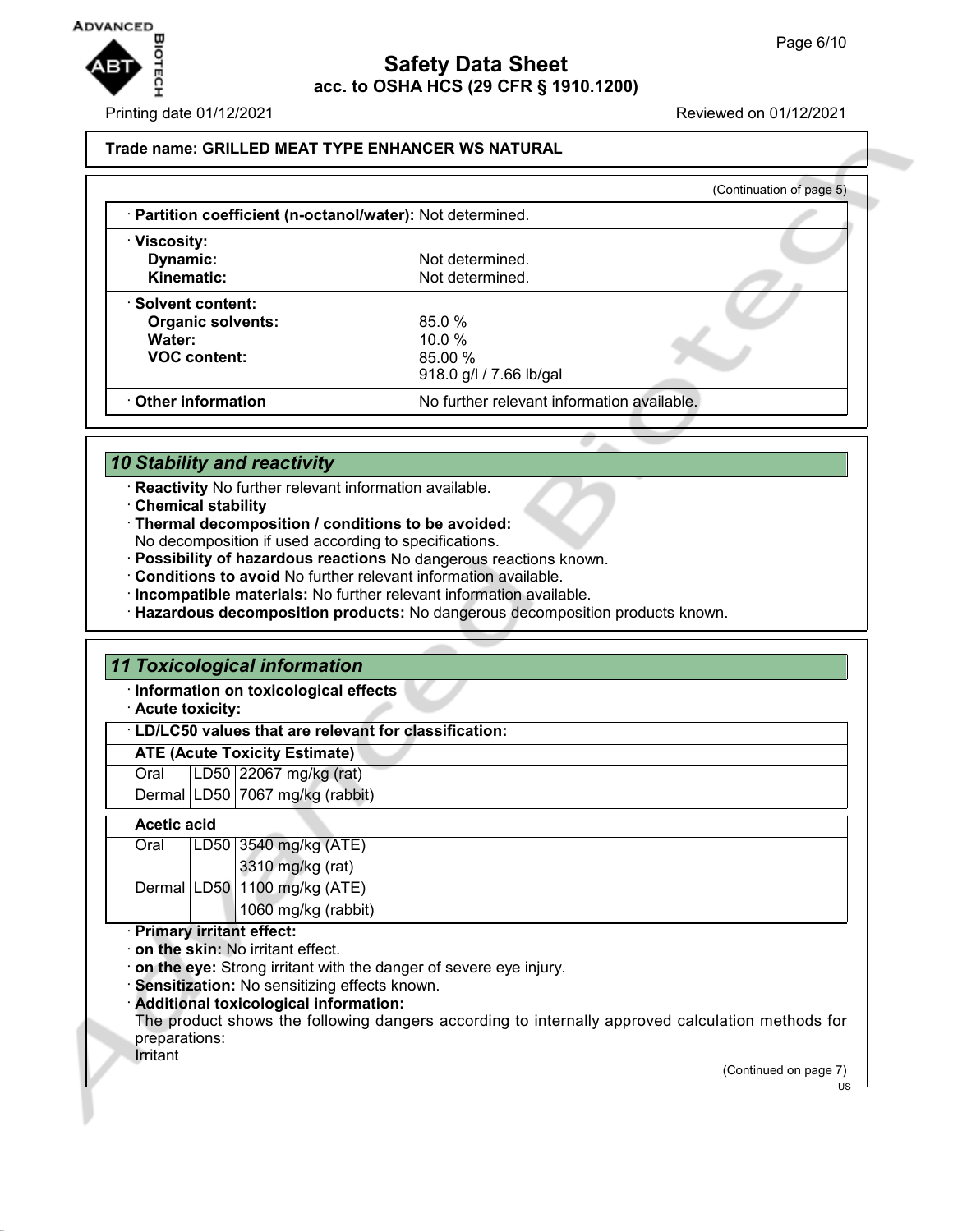**Trade name: GRILLED MEAT TYPE ENHANCER WS NATURAL**

(Continuation of page 5)

· **Partition coefficient (n-octanol/water):** Not determined.

· **Viscosity:**
**Dynamic:** Not determined.
**Kinematic:** Not determined.

· **Solvent content:**
**Organic solvents:** 85.0 %
**Water:** 10.0 %
**VOC content:** 85.00 %
918.0 g/l / 7.66 lb/gal

· **Other information** No further relevant information available.

## 10 Stability and reactivity

· **Reactivity** No further relevant information available.
· **Chemical stability**
· **Thermal decomposition / conditions to be avoided:**
No decomposition if used according to specifications.
· **Possibility of hazardous reactions** No dangerous reactions known.
· **Conditions to avoid** No further relevant information available.
· **Incompatible materials:** No further relevant information available.
· **Hazardous decomposition products:** No dangerous decomposition products known.

## 11 Toxicological information

· **Information on toxicological effects**
· **Acute toxicity:**

· **LD/LC50 values that are relevant for classification:**

| **ATE (Acute Toxicity Estimate)** | | |
|---|---|---|
| Oral | LD50 | 22067 mg/kg (rat) |
| Dermal | LD50 | 7067 mg/kg (rabbit) |

| **Acetic acid** | | |
|---|---|---|
| Oral | LD50 | 3540 mg/kg (ATE) |
| | | 3310 mg/kg (rat) |
| Dermal | LD50 | 1100 mg/kg (ATE) |
| | | 1060 mg/kg (rabbit) |

· **Primary irritant effect:**
· **on the skin:** No irritant effect.
· **on the eye:** Strong irritant with the danger of severe eye injury.
· **Sensitization:** No sensitizing effects known.
· **Additional toxicological information:**
The product shows the following dangers according to internally approved calculation methods for preparations:
Irritant

(Continued on page 7)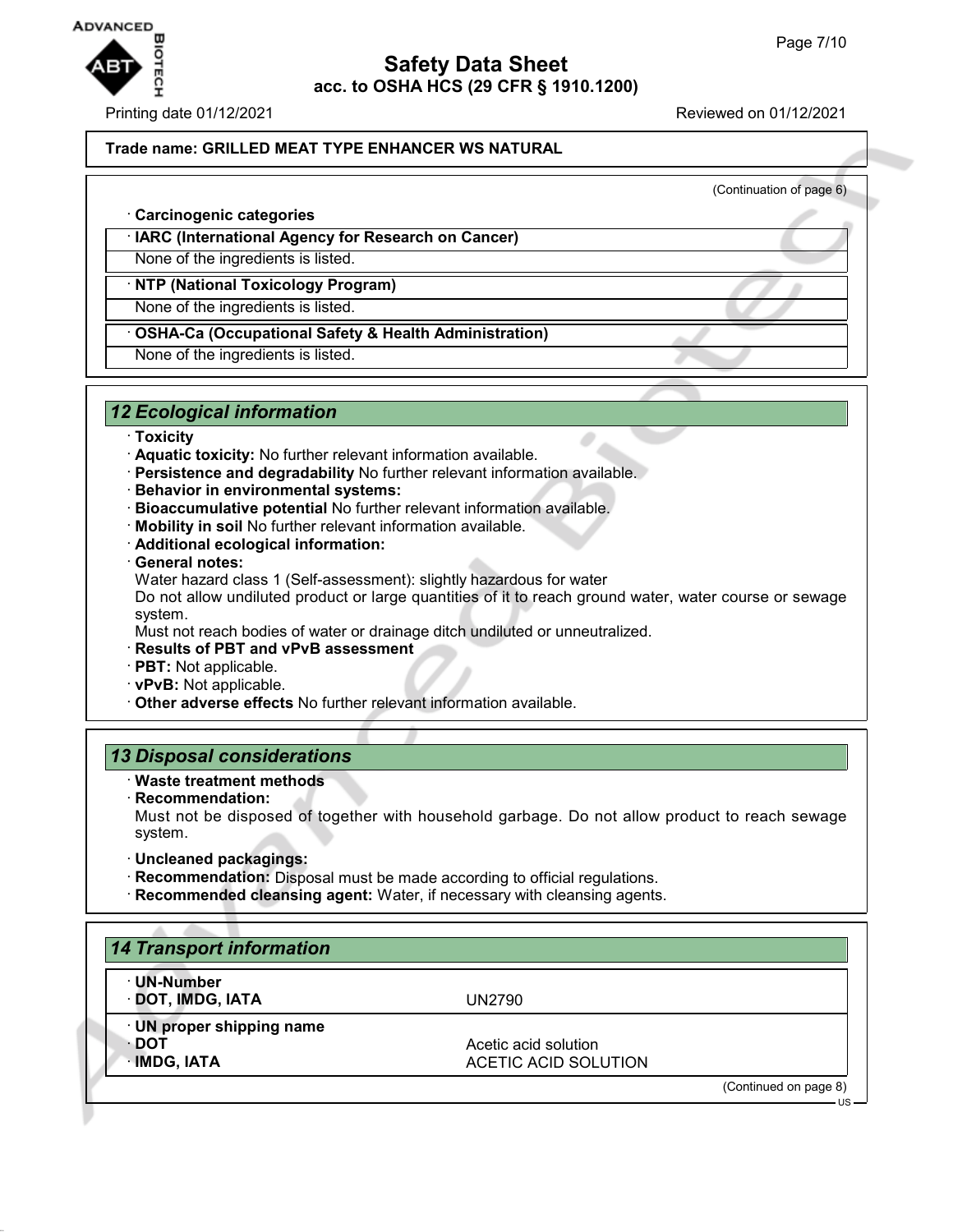**Trade name: GRILLED MEAT TYPE ENHANCER WS NATURAL**

(Continuation of page 6)

· **Carcinogenic categories**

| · IARC (International Agency for Research on Cancer) |
|---|
| None of the ingredients is listed. |

| · NTP (National Toxicology Program) |
|---|
| None of the ingredients is listed. |

| · OSHA-Ca (Occupational Safety & Health Administration) |
|---|
| None of the ingredients is listed. |

## *12 Ecological information*

· **Toxicity**
· **Aquatic toxicity:** No further relevant information available.
· **Persistence and degradability** No further relevant information available.
· **Behavior in environmental systems:**
· **Bioaccumulative potential** No further relevant information available.
· **Mobility in soil** No further relevant information available.
· **Additional ecological information:**
· **General notes:**
Water hazard class 1 (Self-assessment): slightly hazardous for water
Do not allow undiluted product or large quantities of it to reach ground water, water course or sewage system.
Must not reach bodies of water or drainage ditch undiluted or unneutralized.
· **Results of PBT and vPvB assessment**
· **PBT:** Not applicable.
· **vPvB:** Not applicable.
· **Other adverse effects** No further relevant information available.

## *13 Disposal considerations*

· **Waste treatment methods**
· **Recommendation:**
Must not be disposed of together with household garbage. Do not allow product to reach sewage system.

· **Uncleaned packagings:**
· **Recommendation:** Disposal must be made according to official regulations.
· **Recommended cleansing agent:** Water, if necessary with cleansing agents.

## *14 Transport information*

| · UN-Number | |
|---|---|
| · DOT, IMDG, IATA | UN2790 |

| · UN proper shipping name | |
|---|---|
| · DOT | Acetic acid solution |
| · IMDG, IATA | ACETIC ACID SOLUTION |

(Continued on page 8)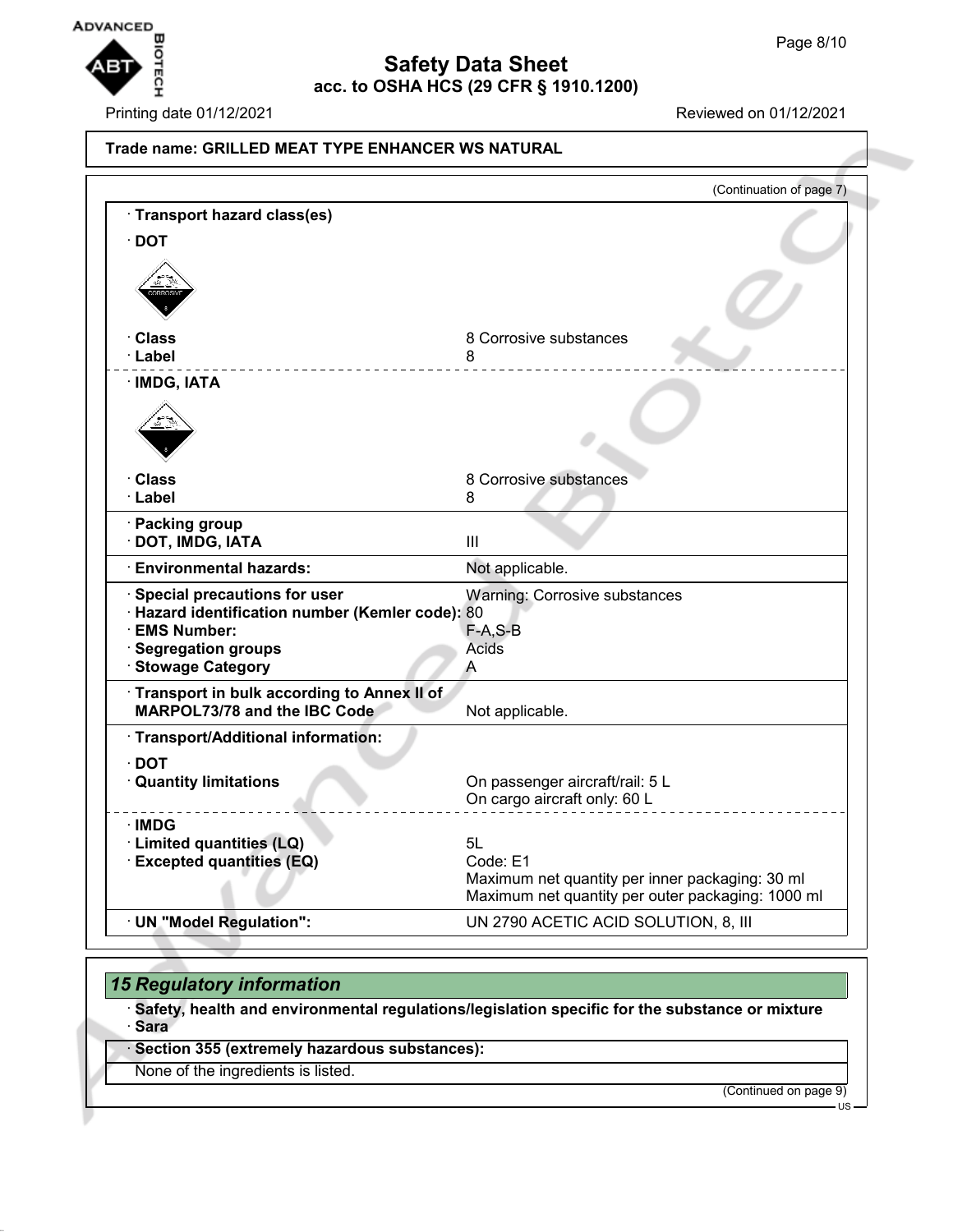**Trade name: GRILLED MEAT TYPE ENHANCER WS NATURAL**

(Continuation of page 7)

· **Transport hazard class(es)**

· **DOT**

| | |
|---|---|
| · **Class** | 8 Corrosive substances |
| · **Label** | 8 |

· **IMDG, IATA**

| | |
|---|---|
| · **Class** | 8 Corrosive substances |
| · **Label** | 8 |

| | |
|---|---|
| · **Packing group** | |
| · **DOT, IMDG, IATA** | III |
| · **Environmental hazards:** | Not applicable. |
| · **Special precautions for user** | Warning: Corrosive substances |
| · **Hazard identification number (Kemler code):** | 80 |
| · **EMS Number:** | F-A,S-B |
| · **Segregation groups** | Acids |
| · **Stowage Category** | A |
| · **Transport in bulk according to Annex II of MARPOL73/78 and the IBC Code** | Not applicable. |
| · **Transport/Additional information:** | |
| · **DOT** | |
| · **Quantity limitations** | On passenger aircraft/rail: 5 L<br>On cargo aircraft only: 60 L |
| · **IMDG** | |
| · **Limited quantities (LQ)** | 5L |
| · **Excepted quantities (EQ)** | Code: E1<br>Maximum net quantity per inner packaging: 30 ml<br>Maximum net quantity per outer packaging: 1000 ml |
| · **UN "Model Regulation":** | UN 2790 ACETIC ACID SOLUTION, 8, III |

## 15 Regulatory information

· **Safety, health and environmental regulations/legislation specific for the substance or mixture**

· **Sara**

· **Section 355 (extremely hazardous substances):**

None of the ingredients is listed.

(Continued on page 9)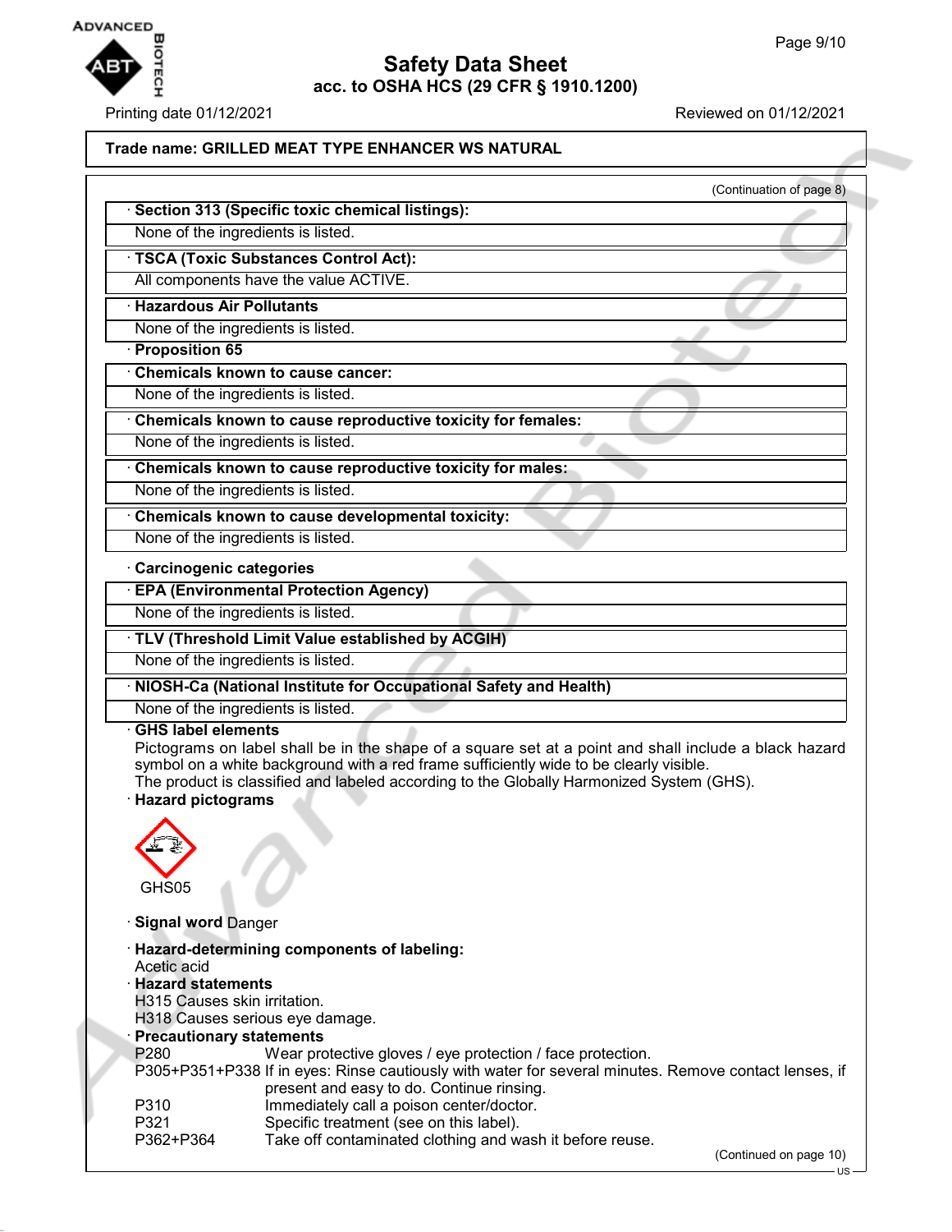Trade name: GRILLED MEAT TYPE ENHANCER WS NATURAL

(Continuation of page 8)

· **Section 313 (Specific toxic chemical listings):**
None of the ingredients is listed.

· **TSCA (Toxic Substances Control Act):**
All components have the value ACTIVE.

· **Hazardous Air Pollutants**
None of the ingredients is listed.

· **Proposition 65**

· **Chemicals known to cause cancer:**
None of the ingredients is listed.

· **Chemicals known to cause reproductive toxicity for females:**
None of the ingredients is listed.

· **Chemicals known to cause reproductive toxicity for males:**
None of the ingredients is listed.

· **Chemicals known to cause developmental toxicity:**
None of the ingredients is listed.

· **Carcinogenic categories**

· **EPA (Environmental Protection Agency)**
None of the ingredients is listed.

· **TLV (Threshold Limit Value established by ACGIH)**
None of the ingredients is listed.

· **NIOSH-Ca (National Institute for Occupational Safety and Health)**
None of the ingredients is listed.

· **GHS label elements**
Pictograms on label shall be in the shape of a square set at a point and shall include a black hazard symbol on a white background with a red frame sufficiently wide to be clearly visible.
The product is classified and labeled according to the Globally Harmonized System (GHS).

· **Hazard pictograms**

GHS05

· **Signal word** Danger

· **Hazard-determining components of labeling:**
Acetic acid

· **Hazard statements**
H315 Causes skin irritation.
H318 Causes serious eye damage.

· **Precautionary statements**

| | |
|---|---|
| P280 | Wear protective gloves / eye protection / face protection. |
| P305+P351+P338 | If in eyes: Rinse cautiously with water for several minutes. Remove contact lenses, if present and easy to do. Continue rinsing. |
| P310 | Immediately call a poison center/doctor. |
| P321 | Specific treatment (see on this label). |
| P362+P364 | Take off contaminated clothing and wash it before reuse. |

(Continued on page 10)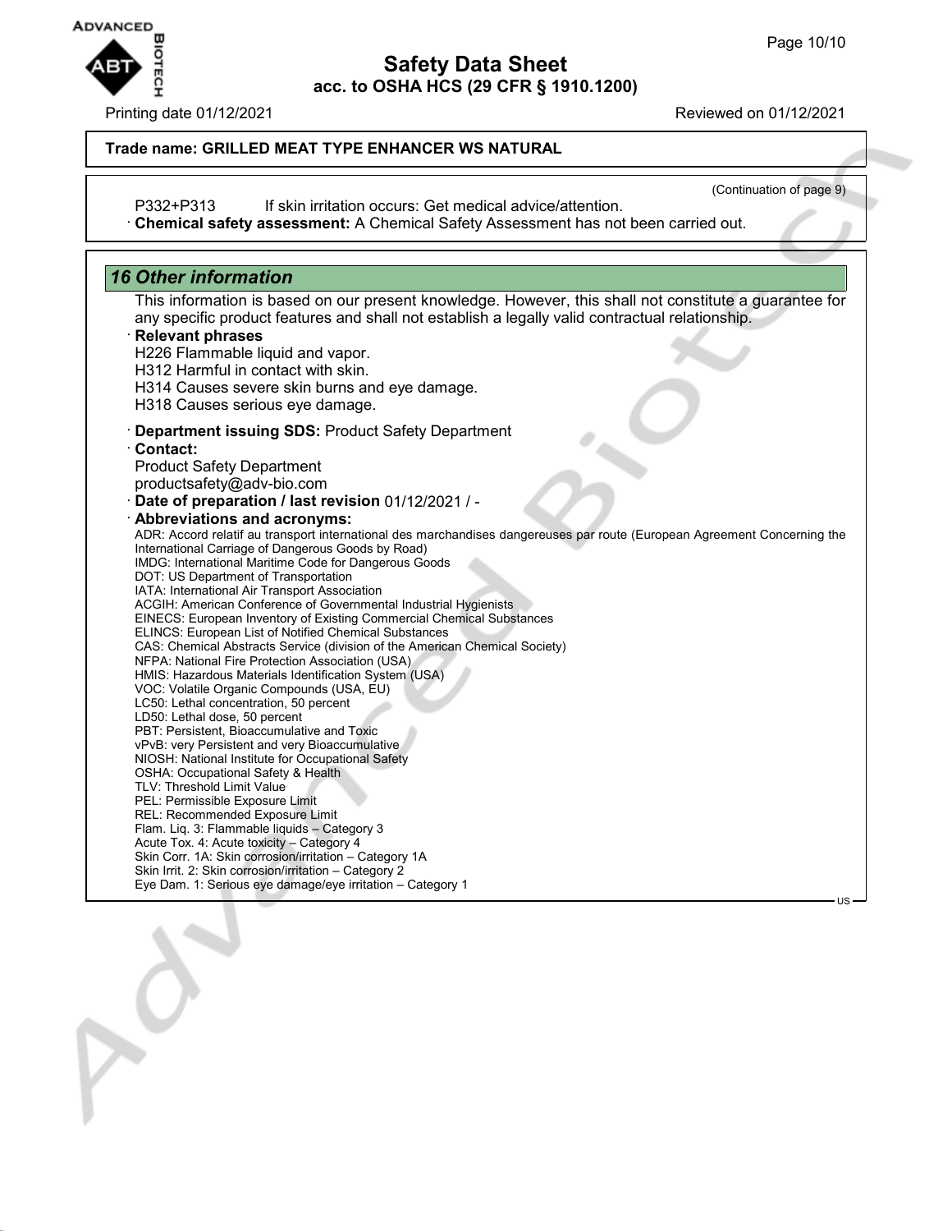## Safety Data Sheet
### acc. to OSHA HCS (29 CFR § 1910.1200)

Printing date 01/12/2021 Reviewed on 01/12/2021

**Trade name: GRILLED MEAT TYPE ENHANCER WS NATURAL**

(Continuation of page 9)

P332+P313 If skin irritation occurs: Get medical advice/attention.

· **Chemical safety assessment:** A Chemical Safety Assessment has not been carried out.

## *16 Other information*

This information is based on our present knowledge. However, this shall not constitute a guarantee for any specific product features and shall not establish a legally valid contractual relationship.

· **Relevant phrases**

H226 Flammable liquid and vapor.
H312 Harmful in contact with skin.
H314 Causes severe skin burns and eye damage.
H318 Causes serious eye damage.

· **Department issuing SDS:** Product Safety Department

· **Contact:**
Product Safety Department
productsafety@adv-bio.com

· **Date of preparation / last revision** 01/12/2021 / -

· **Abbreviations and acronyms:**

ADR: Accord relatif au transport international des marchandises dangereuses par route (European Agreement Concerning the International Carriage of Dangerous Goods by Road)
IMDG: International Maritime Code for Dangerous Goods
DOT: US Department of Transportation
IATA: International Air Transport Association
ACGIH: American Conference of Governmental Industrial Hygienists
EINECS: European Inventory of Existing Commercial Chemical Substances
ELINCS: European List of Notified Chemical Substances
CAS: Chemical Abstracts Service (division of the American Chemical Society)
NFPA: National Fire Protection Association (USA)
HMIS: Hazardous Materials Identification System (USA)
VOC: Volatile Organic Compounds (USA, EU)
LC50: Lethal concentration, 50 percent
LD50: Lethal dose, 50 percent
PBT: Persistent, Bioaccumulative and Toxic
vPvB: very Persistent and very Bioaccumulative
NIOSH: National Institute for Occupational Safety
OSHA: Occupational Safety & Health
TLV: Threshold Limit Value
PEL: Permissible Exposure Limit
REL: Recommended Exposure Limit
Flam. Liq. 3: Flammable liquids – Category 3
Acute Tox. 4: Acute toxicity – Category 4
Skin Corr. 1A: Skin corrosion/irritation – Category 1A
Skin Irrit. 2: Skin corrosion/irritation – Category 2
Eye Dam. 1: Serious eye damage/eye irritation – Category 1